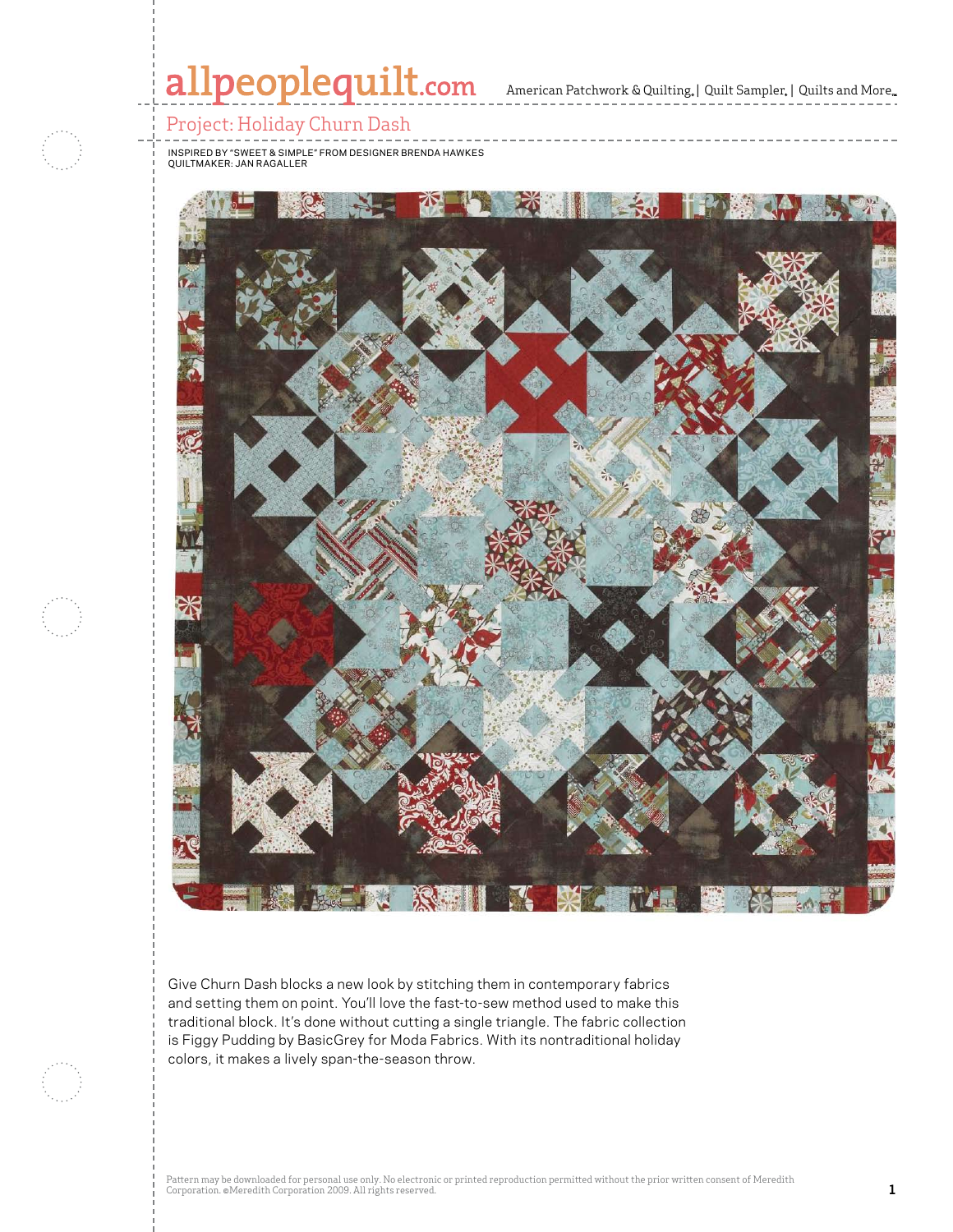# Project: Holiday Churn Dash

INSPIRED BY "SWEET & SIMPLE" FROM DESIGNER BRENDA HAWKES
QUILTMAKER: JAN RAGALLER

Give Churn Dash blocks a new look by stitching them in contemporary fabrics and setting them on point. You'll love the fast-to-sew method used to make this traditional block. It's done without cutting a single triangle. The fabric collection is Figgy Pudding by BasicGrey for Moda Fabrics. With its nontraditional holiday colors, it makes a lively span-the-season throw.

Pattern may be downloaded for personal use only. No electronic or printed reproduction permitted without the prior written consent of Meredith Corporation. ©Meredith Corporation 2009. All rights reserved.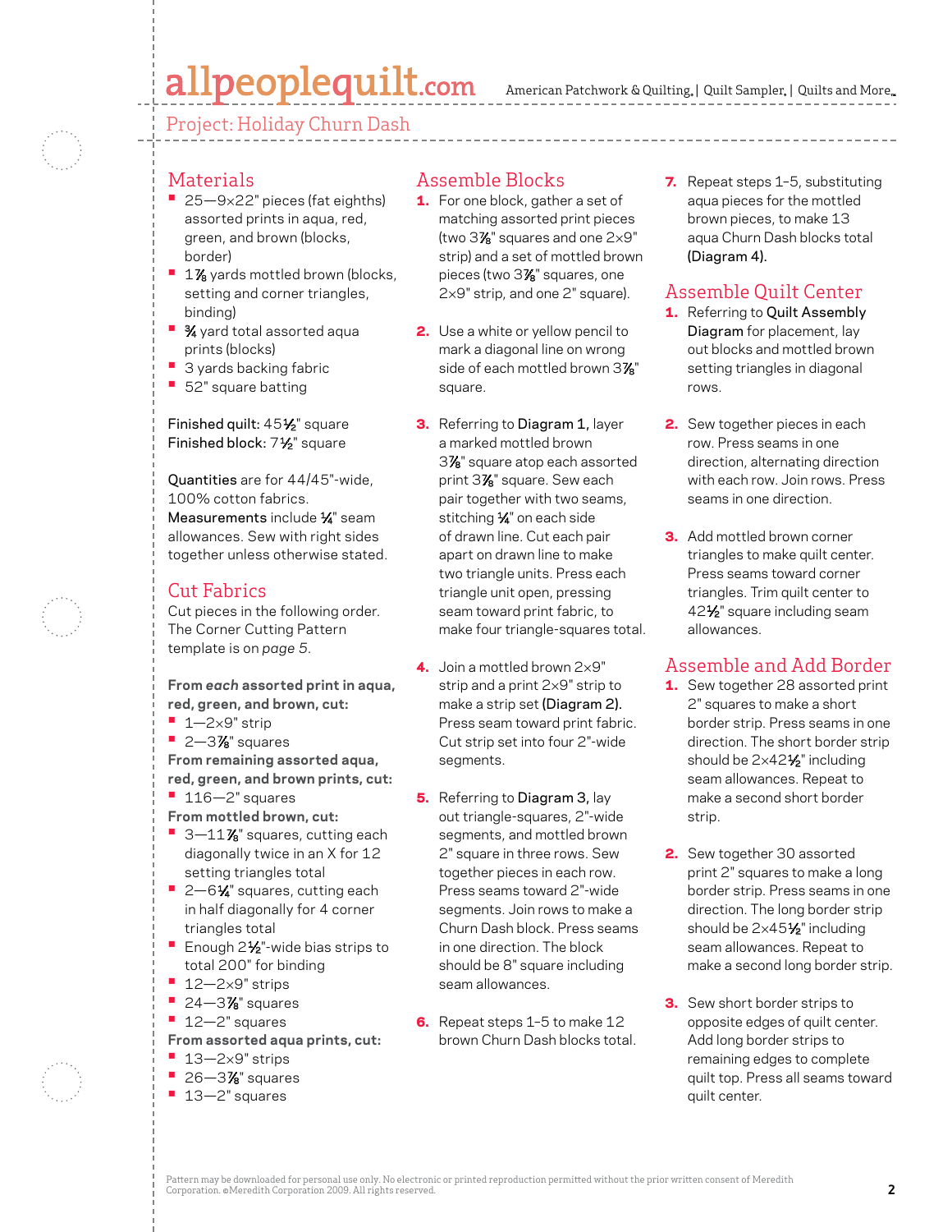# Project: Holiday Churn Dash

## Materials

- 25—9×22" pieces (fat eighths) assorted prints in aqua, red, green, and brown (blocks, border)
- 1⅞ yards mottled brown (blocks, setting and corner triangles, binding)
- ¾ yard total assorted aqua prints (blocks)
- 3 yards backing fabric
- 52" square batting

Finished quilt: 45½" square
Finished block: 7½" square

Quantities are for 44/45"-wide, 100% cotton fabrics.
Measurements include ¼" seam allowances. Sew with right sides together unless otherwise stated.

## Cut Fabrics

Cut pieces in the following order. The Corner Cutting Pattern template is on *page 5*.

**From *each* assorted print in aqua, red, green, and brown, cut:**

- 1—2×9" strip
- 2—3⅞" squares

**From remaining assorted aqua, red, green, and brown prints, cut:**

- 116—2" squares

**From mottled brown, cut:**

- 3—11⅞" squares, cutting each diagonally twice in an X for 12 setting triangles total
- 2—6¼" squares, cutting each in half diagonally for 4 corner triangles total
- Enough 2½"-wide bias strips to total 200" for binding
- 12—2×9" strips
- 24—3⅞" squares
- 12—2" squares

**From assorted aqua prints, cut:**

- 13—2×9" strips
- 26—3⅞" squares
- 13—2" squares

## Assemble Blocks

1. For one block, gather a set of matching assorted print pieces (two 3⅞" squares and one 2×9" strip) and a set of mottled brown pieces (two 3⅞" squares, one 2×9" strip, and one 2" square).
2. Use a white or yellow pencil to mark a diagonal line on wrong side of each mottled brown 3⅞" square.
3. Referring to Diagram 1, layer a marked mottled brown 3⅞" square atop each assorted print 3⅞" square. Sew each pair together with two seams, stitching ¼" on each side of drawn line. Cut each pair apart on drawn line to make two triangle units. Press each triangle unit open, pressing seam toward print fabric, to make four triangle-squares total.
4. Join a mottled brown 2×9" strip and a print 2×9" strip to make a strip set (Diagram 2). Press seam toward print fabric. Cut strip set into four 2"-wide segments.
5. Referring to Diagram 3, lay out triangle-squares, 2"-wide segments, and mottled brown 2" square in three rows. Sew together pieces in each row. Press seams toward 2"-wide segments. Join rows to make a Churn Dash block. Press seams in one direction. The block should be 8" square including seam allowances.
6. Repeat steps 1–5 to make 12 brown Churn Dash blocks total.
7. Repeat steps 1–5, substituting aqua pieces for the mottled brown pieces, to make 13 aqua Churn Dash blocks total (Diagram 4).

## Assemble Quilt Center

1. Referring to Quilt Assembly Diagram for placement, lay out blocks and mottled brown setting triangles in diagonal rows.
2. Sew together pieces in each row. Press seams in one direction, alternating direction with each row. Join rows. Press seams in one direction.
3. Add mottled brown corner triangles to make quilt center. Press seams toward corner triangles. Trim quilt center to 42½" square including seam allowances.

## Assemble and Add Border

1. Sew together 28 assorted print 2" squares to make a short border strip. Press seams in one direction. The short border strip should be 2×42½" including seam allowances. Repeat to make a second short border strip.
2. Sew together 30 assorted print 2" squares to make a long border strip. Press seams in one direction. The long border strip should be 2×45½" including seam allowances. Repeat to make a second long border strip.
3. Sew short border strips to opposite edges of quilt center. Add long border strips to remaining edges to complete quilt top. Press all seams toward quilt center.

Pattern may be downloaded for personal use only. No electronic or printed reproduction permitted without the prior written consent of Meredith Corporation. ©Meredith Corporation 2009. All rights reserved.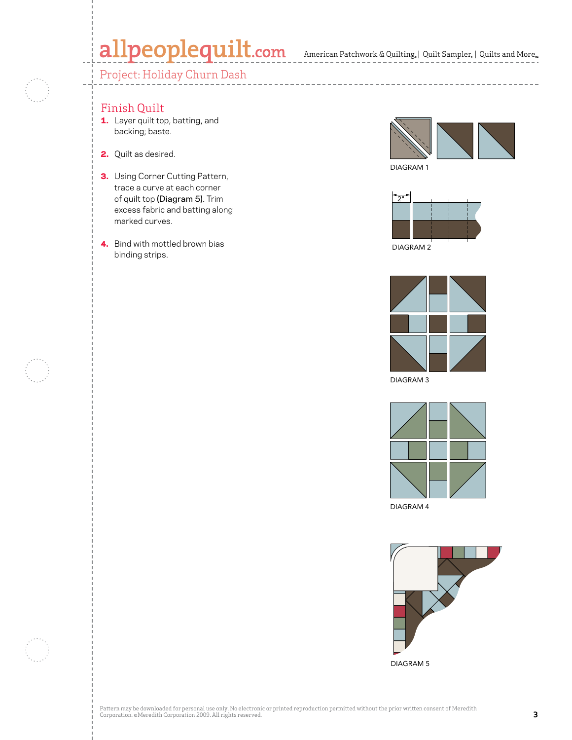## Finish Quilt

1. Layer quilt top, batting, and backing; baste.
2. Quilt as desired.
3. Using Corner Cutting Pattern, trace a curve at each corner of quilt top **(Diagram 5)**. Trim excess fabric and batting along marked curves.
4. Bind with mottled brown bias binding strips.

DIAGRAM 1

2"

DIAGRAM 2

DIAGRAM 3

DIAGRAM 4

DIAGRAM 5

Pattern may be downloaded for personal use only. No electronic or printed reproduction permitted without the prior written consent of Meredith Corporation. ©Meredith Corporation 2009. All rights reserved.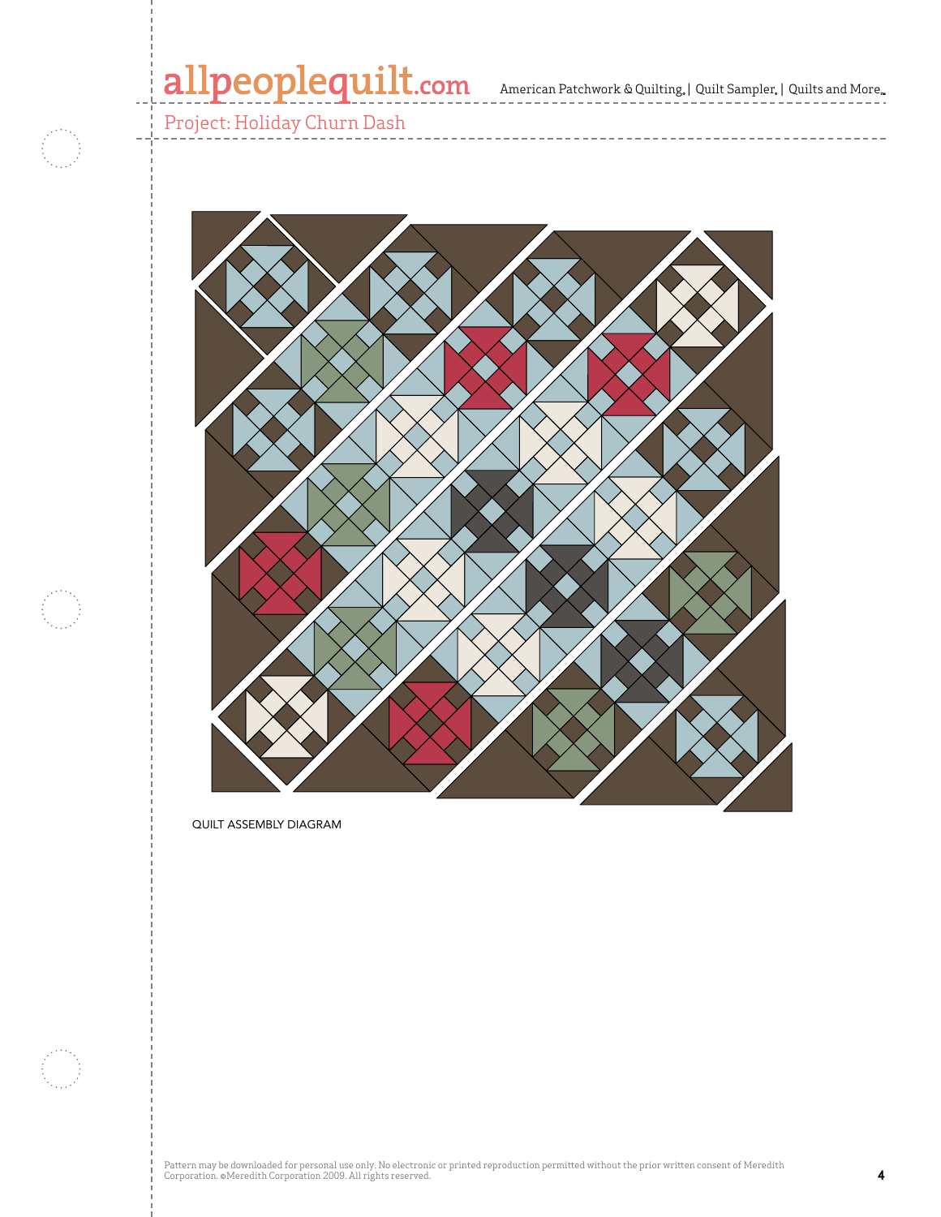Project: Holiday Churn Dash

QUILT ASSEMBLY DIAGRAM

Pattern may be downloaded for personal use only. No electronic or printed reproduction permitted without the prior written consent of Meredith Corporation. ©Meredith Corporation 2009. All rights reserved.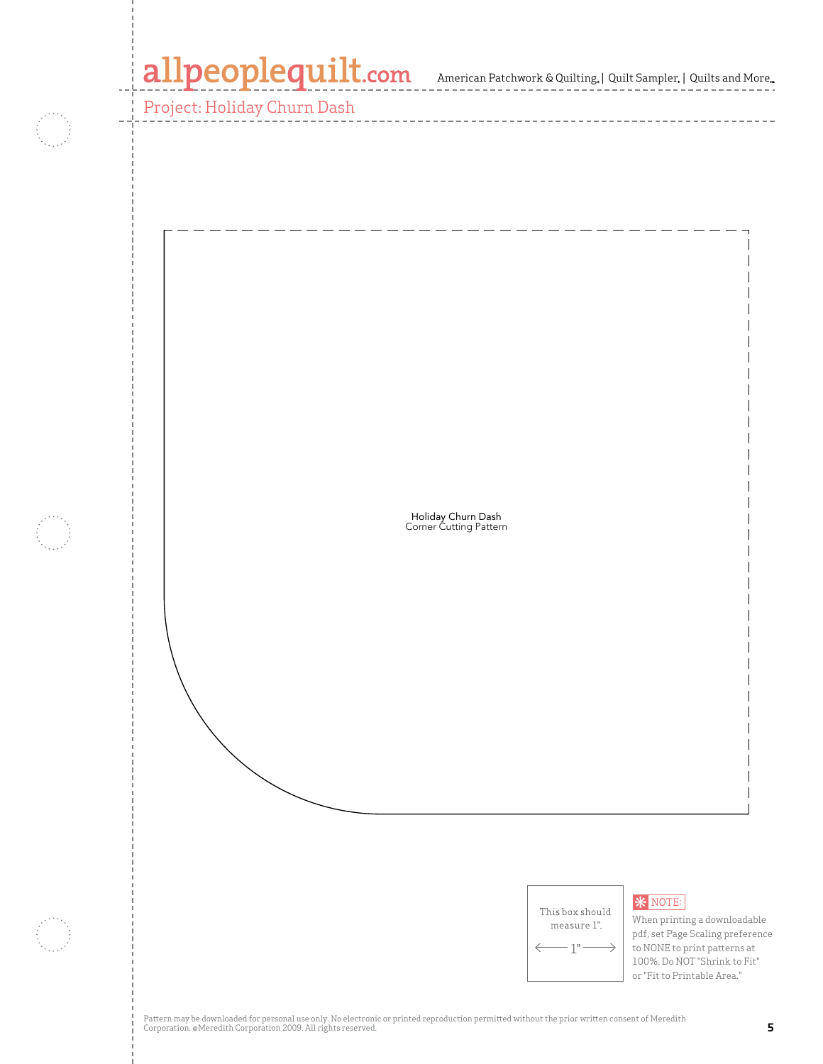Project: Holiday Churn Dash

Holiday Churn Dash
Corner Cutting Pattern

This box should measure 1".

1"

NOTE: When printing a downloadable pdf, set Page Scaling preference to NONE to print patterns at 100%. Do NOT "Shrink to Fit" or "Fit to Printable Area."

Pattern may be downloaded for personal use only. No electronic or printed reproduction permitted without the prior written consent of Meredith Corporation. ©Meredith Corporation 2009. All rights reserved.